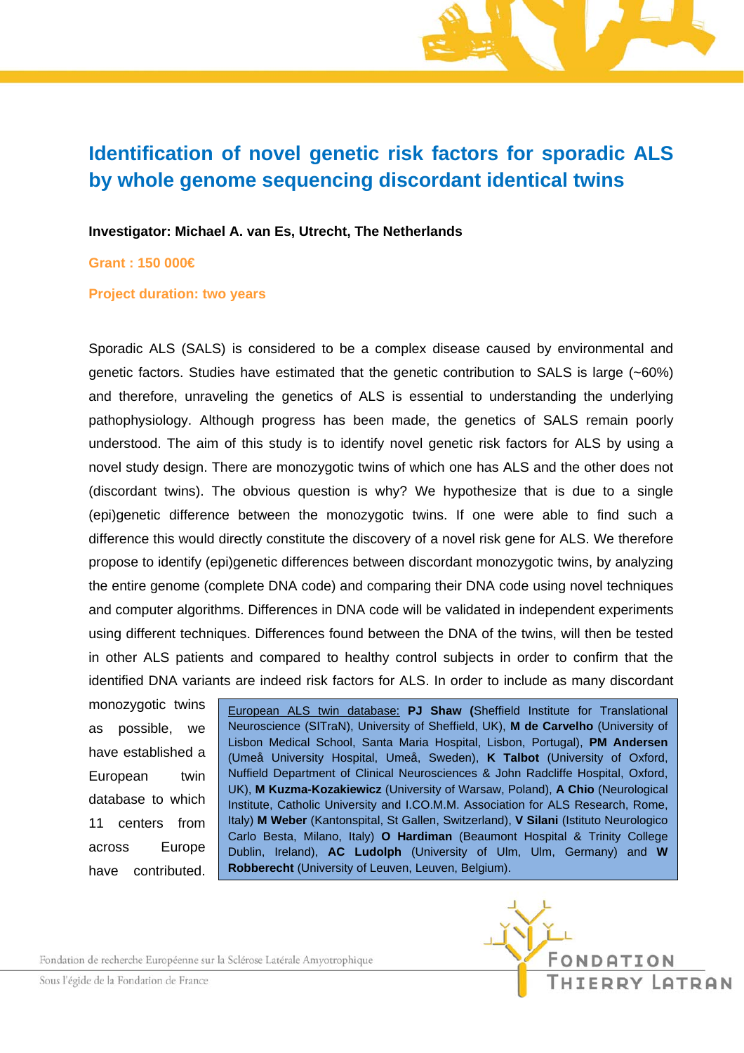# Identification of novel genetic risk factors for sporadic ALS by whole genome sequencing discordant identical twins

**Investigator: Michael A. van Es, Utrecht, The Netherlands**

**Grant : 150 000€**

**Project duration: two years**

Sporadic ALS (SALS) is considered to be a complex disease caused by environmental and genetic factors. Studies have estimated that the genetic contribution to SALS is large (~60%) and therefore, unraveling the genetics of ALS is essential to understanding the underlying pathophysiology. Although progress has been made, the genetics of SALS remain poorly understood. The aim of this study is to identify novel genetic risk factors for ALS by using a novel study design. There are monozygotic twins of which one has ALS and the other does not (discordant twins). The obvious question is why? We hypothesize that is due to a single (epi)genetic difference between the monozygotic twins. If one were able to find such a difference this would directly constitute the discovery of a novel risk gene for ALS. We therefore propose to identify (epi)genetic differences between discordant monozygotic twins, by analyzing the entire genome (complete DNA code) and comparing their DNA code using novel techniques and computer algorithms. Differences in DNA code will be validated in independent experiments using different techniques. Differences found between the DNA of the twins, will then be tested in other ALS patients and compared to healthy control subjects in order to confirm that the identified DNA variants are indeed risk factors for ALS. In order to include as many discordant monozygotic twins as possible, we have established a European twin database to which 11 centers from across Europe have contributed.

European ALS twin database: **PJ Shaw** (Sheffield Institute for Translational Neuroscience (SITraN), University of Sheffield, UK), **M de Carvelho** (University of Lisbon Medical School, Santa Maria Hospital, Lisbon, Portugal), **PM Andersen** (Umeå University Hospital, Umeå, Sweden), **K Talbot** (University of Oxford, Nuffield Department of Clinical Neurosciences & John Radcliffe Hospital, Oxford, UK), **M Kuzma-Kozakiewicz** (University of Warsaw, Poland), **A Chio** (Neurological Institute, Catholic University and I.CO.M.M. Association for ALS Research, Rome, Italy) **M Weber** (Kantonspital, St Gallen, Switzerland), **V Silani** (Istituto Neurologico Carlo Besta, Milano, Italy) **O Hardiman** (Beaumont Hospital & Trinity College Dublin, Ireland), **AC Ludolph** (University of Ulm, Ulm, Germany) and **W Robberecht** (University of Leuven, Leuven, Belgium).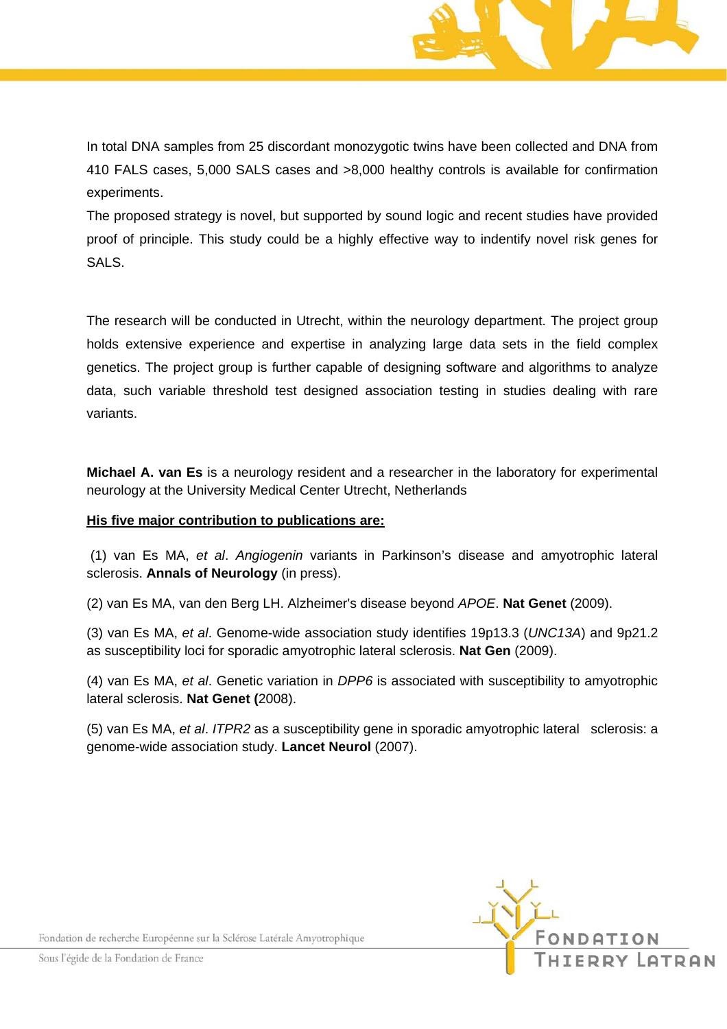In total DNA samples from 25 discordant monozygotic twins have been collected and DNA from 410 FALS cases, 5,000 SALS cases and >8,000 healthy controls is available for confirmation experiments.

The proposed strategy is novel, but supported by sound logic and recent studies have provided proof of principle. This study could be a highly effective way to indentify novel risk genes for SALS.

The research will be conducted in Utrecht, within the neurology department. The project group holds extensive experience and expertise in analyzing large data sets in the field complex genetics. The project group is further capable of designing software and algorithms to analyze data, such variable threshold test designed association testing in studies dealing with rare variants.

**Michael A. van Es** is a neurology resident and a researcher in the laboratory for experimental neurology at the University Medical Center Utrecht, Netherlands

**<u>His five major contribution to publications are:</u>**

(1) van Es MA, *et al*. *Angiogenin* variants in Parkinson's disease and amyotrophic lateral sclerosis. **Annals of Neurology** (in press).

(2) van Es MA, van den Berg LH. Alzheimer's disease beyond *APOE*. **Nat Genet** (2009).

(3) van Es MA, *et al*. Genome-wide association study identifies 19p13.3 (*UNC13A*) and 9p21.2 as susceptibility loci for sporadic amyotrophic lateral sclerosis. **Nat Gen** (2009).

(4) van Es MA, *et al*. Genetic variation in *DPP6* is associated with susceptibility to amyotrophic lateral sclerosis. **Nat Genet (**2008).

(5) van Es MA, *et al*. *ITPR2* as a susceptibility gene in sporadic amyotrophic lateral sclerosis: a genome-wide association study. **Lancet Neurol** (2007).